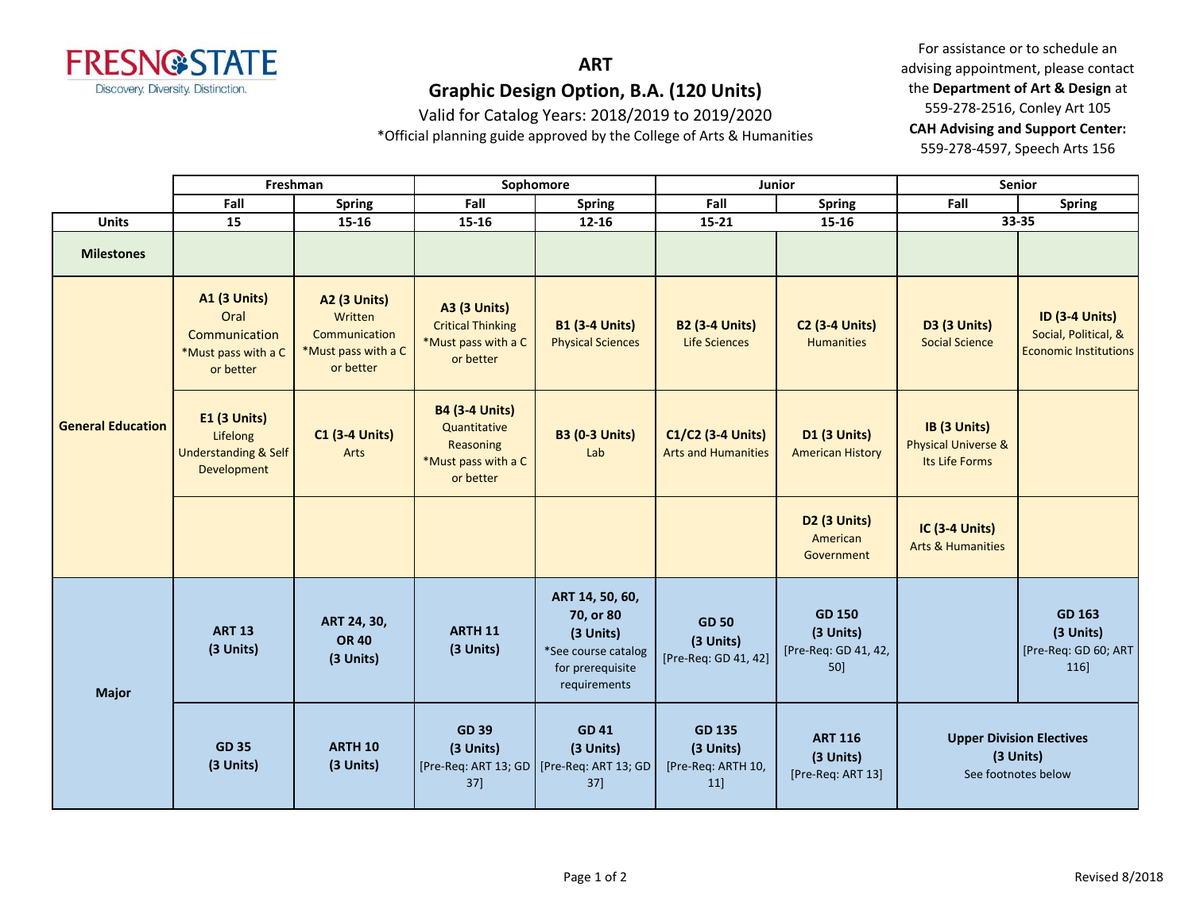FRESNO STATE
Discovery. Diversity. Distinction.

# ART

## Graphic Design Option, B.A. (120 Units)

Valid for Catalog Years: 2018/2019 to 2019/2020

*Official planning guide approved by the College of Arts & Humanities

For assistance or to schedule an advising appointment, please contact the **Department of Art & Design** at 559-278-2516, Conley Art 105

**CAH Advising and Support Center:** 559-278-4597, Speech Arts 156

| | Freshman | | Sophomore | | Junior | | Senior | |
|---|---|---|---|---|---|---|---|---|
| | Fall | Spring | Fall | Spring | Fall | Spring | Fall | Spring |
| **Units** | 15 | 15-16 | 15-16 | 12-16 | 15-21 | 15-16 | 33-35 | |
| **Milestones** | | | | | | | | |
| **General Education** | **A1 (3 Units)** Oral Communication *Must pass with a C or better | **A2 (3 Units)** Written Communication *Must pass with a C or better | **A3 (3 Units)** Critical Thinking *Must pass with a C or better | **B1 (3-4 Units)** Physical Sciences | **B2 (3-4 Units)** Life Sciences | **C2 (3-4 Units)** Humanities | **D3 (3 Units)** Social Science | **ID (3-4 Units)** Social, Political, & Economic Institutions |
| | **E1 (3 Units)** Lifelong Understanding & Self Development | **C1 (3-4 Units)** Arts | **B4 (3-4 Units)** Quantitative Reasoning *Must pass with a C or better | **B3 (0-3 Units)** Lab | **C1/C2 (3-4 Units)** Arts and Humanities | **D1 (3 Units)** American History | **IB (3 Units)** Physical Universe & Its Life Forms | |
| | | | | | | **D2 (3 Units)** American Government | **IC (3-4 Units)** Arts & Humanities | |
| **Major** | **ART 13 (3 Units)** | **ART 24, 30, OR 40 (3 Units)** | **ARTH 11 (3 Units)** | **ART 14, 50, 60, 70, or 80 (3 Units)** *See course catalog for prerequisite requirements | **GD 50 (3 Units)** [Pre-Req: GD 41, 42] | **GD 150 (3 Units)** [Pre-Req: GD 41, 42, 50] | | **GD 163 (3 Units)** [Pre-Req: GD 60; ART 116] |
| | **GD 35 (3 Units)** | **ARTH 10 (3 Units)** | **GD 39 (3 Units)** [Pre-Req: ART 13; GD 37] | **GD 41 (3 Units)** [Pre-Req: ART 13; GD 37] | **GD 135 (3 Units)** [Pre-Req: ARTH 10, 11] | **ART 116 (3 Units)** [Pre-Req: ART 13] | **Upper Division Electives (3 Units)** See footnotes below | |

Revised 8/2018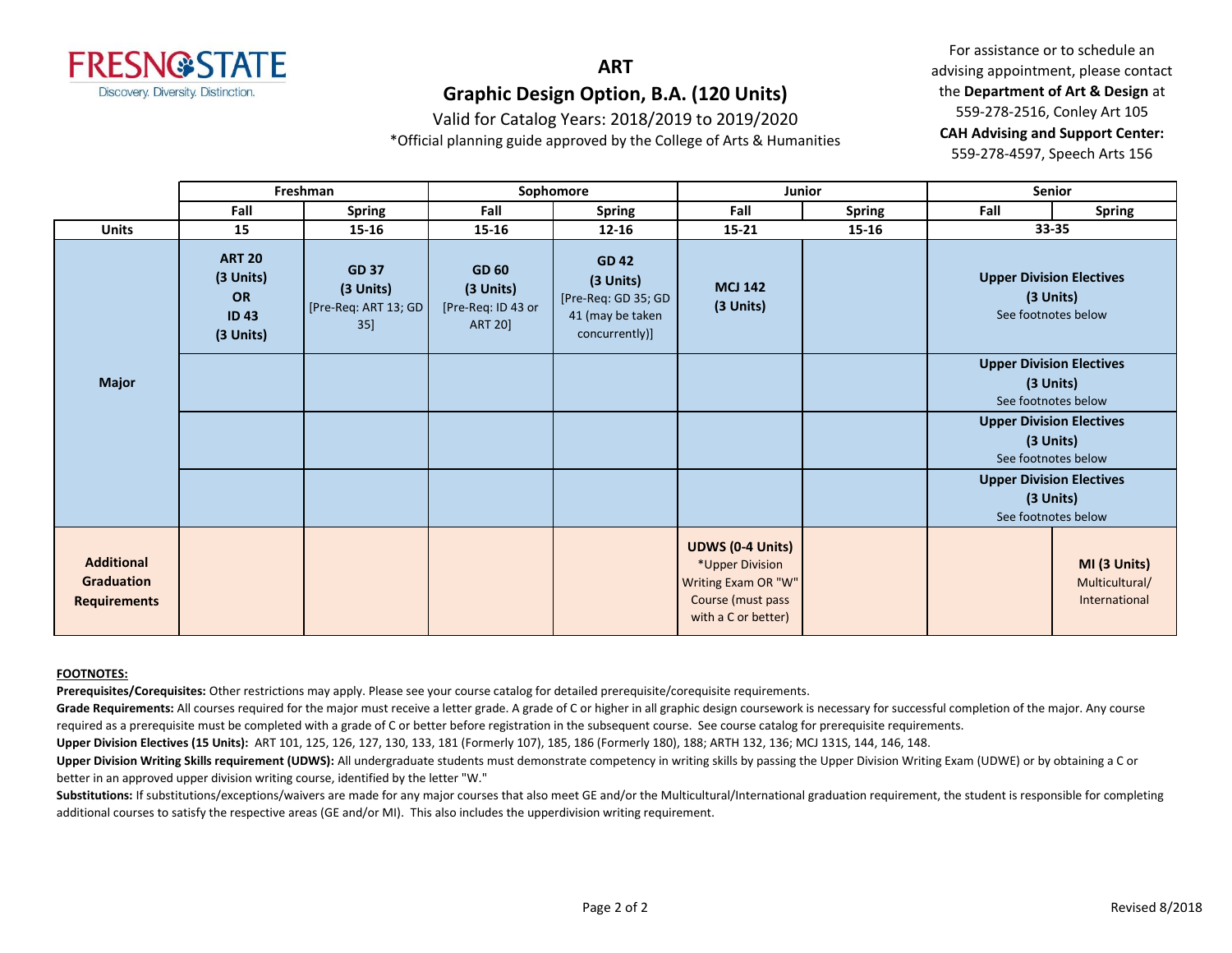FRESNO STATE
Discovery. Diversity. Distinction.

# ART

## Graphic Design Option, B.A. (120 Units)

Valid for Catalog Years: 2018/2019 to 2019/2020

*Official planning guide approved by the College of Arts & Humanities

For assistance or to schedule an advising appointment, please contact the **Department of Art & Design** at 559-278-2516, Conley Art 105

**CAH Advising and Support Center:** 559-278-4597, Speech Arts 156

| | Freshman | | Sophomore | | Junior | | Senior | |
|---|---|---|---|---|---|---|---|---|
| | Fall | Spring | Fall | Spring | Fall | Spring | Fall | Spring |
| **Units** | 15 | 15-16 | 15-16 | 12-16 | 15-21 | 15-16 | 33-35 | |
| **Major** | **ART 20 (3 Units) OR ID 43 (3 Units)** | **GD 37 (3 Units)** [Pre-Req: ART 13; GD 35] | **GD 60 (3 Units)** [Pre-Req: ID 43 or ART 20] | **GD 42 (3 Units)** [Pre-Req: GD 35; GD 41 (may be taken concurrently)] | **MCJ 142 (3 Units)** | | **Upper Division Electives (3 Units)** See footnotes below | |
| | | | | | | | **Upper Division Electives (3 Units)** See footnotes below | |
| | | | | | | | **Upper Division Electives (3 Units)** See footnotes below | |
| | | | | | | | **Upper Division Electives (3 Units)** See footnotes below | |
| **Additional Graduation Requirements** | | | | | **UDWS (0-4 Units)** *Upper Division Writing Exam OR "W" Course (must pass with a C or better) | | | **MI (3 Units)** Multicultural/ International |

**FOOTNOTES:**

**Prerequisites/Corequisites:** Other restrictions may apply. Please see your course catalog for detailed prerequisite/corequisite requirements.

**Grade Requirements:** All courses required for the major must receive a letter grade. A grade of C or higher in all graphic design coursework is necessary for successful completion of the major. Any course required as a prerequisite must be completed with a grade of C or better before registration in the subsequent course. See course catalog for prerequisite requirements.

**Upper Division Electives (15 Units):** ART 101, 125, 126, 127, 130, 133, 181 (Formerly 107), 185, 186 (Formerly 180), 188; ARTH 132, 136; MCJ 131S, 144, 146, 148.

**Upper Division Writing Skills requirement (UDWS):** All undergraduate students must demonstrate competency in writing skills by passing the Upper Division Writing Exam (UDWE) or by obtaining a C or better in an approved upper division writing course, identified by the letter "W."

**Substitutions:** If substitutions/exceptions/waivers are made for any major courses that also meet GE and/or the Multicultural/International graduation requirement, the student is responsible for completing additional courses to satisfy the respective areas (GE and/or MI). This also includes the upperdivision writing requirement.

Revised 8/2018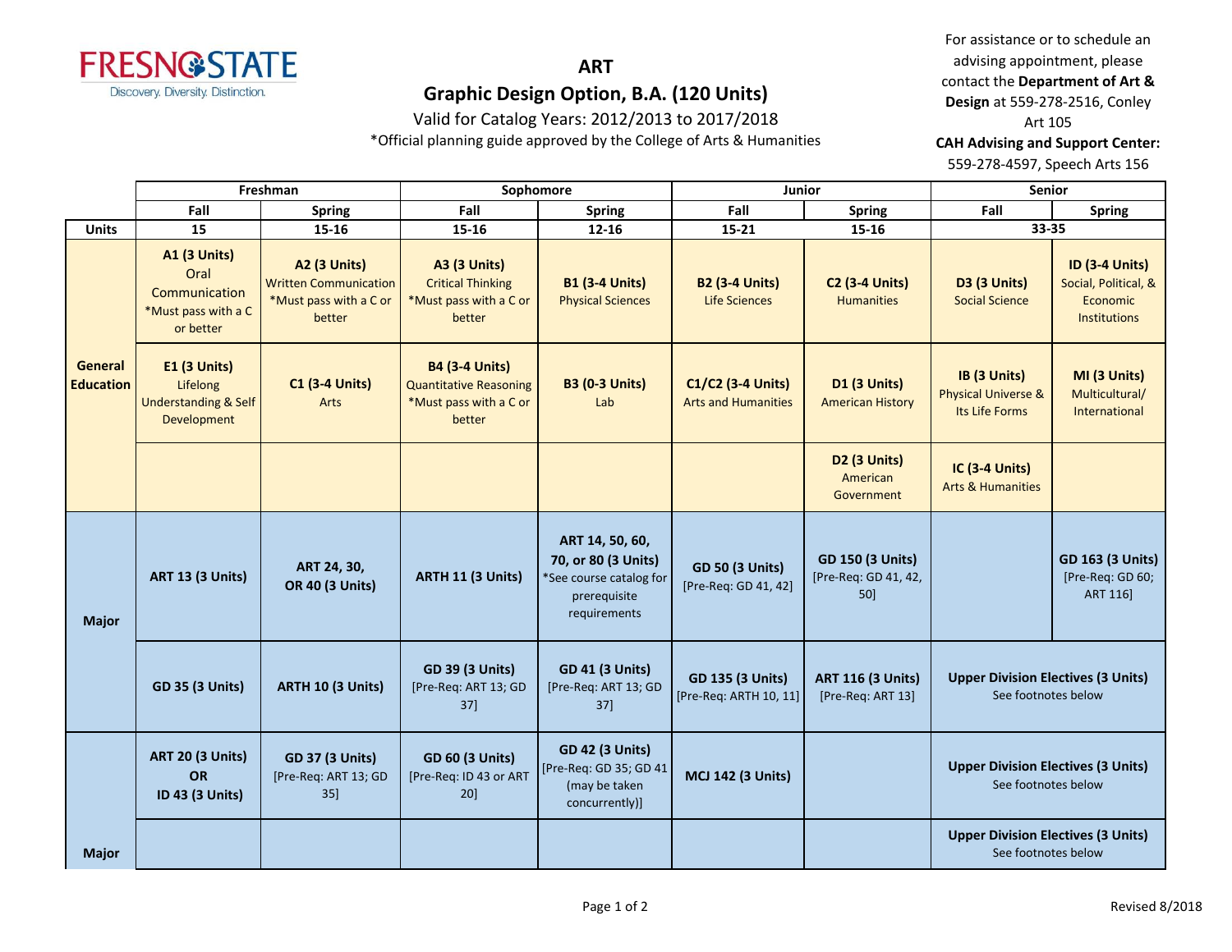# ART

## Graphic Design Option, B.A. (120 Units)

Valid for Catalog Years: 2012/2013 to 2017/2018

*Official planning guide approved by the College of Arts & Humanities

For assistance or to schedule an advising appointment, please contact the **Department of Art & Design** at 559-278-2516, Conley Art 105

**CAH Advising and Support Center:** 559-278-4597, Speech Arts 156

| | Freshman | | Sophomore | | Junior | | Senior | |
|---|---|---|---|---|---|---|---|---|
| | Fall | Spring | Fall | Spring | Fall | Spring | Fall | Spring |
| **Units** | 15 | 15-16 | 15-16 | 12-16 | 15-21 | 15-16 | 33-35 | |
| **General Education** | **A1 (3 Units)** Oral Communication *Must pass with a C or better | **A2 (3 Units)** Written Communication *Must pass with a C or better | **A3 (3 Units)** Critical Thinking *Must pass with a C or better | **B1 (3-4 Units)** Physical Sciences | **B2 (3-4 Units)** Life Sciences | **C2 (3-4 Units)** Humanities | **D3 (3 Units)** Social Science | **ID (3-4 Units)** Social, Political, & Economic Institutions |
| | **E1 (3 Units)** Lifelong Understanding & Self Development | **C1 (3-4 Units)** Arts | **B4 (3-4 Units)** Quantitative Reasoning *Must pass with a C or better | **B3 (0-3 Units)** Lab | **C1/C2 (3-4 Units)** Arts and Humanities | **D1 (3 Units)** American History | **IB (3 Units)** Physical Universe & Its Life Forms | **MI (3 Units)** Multicultural/ International |
| | | | | | | **D2 (3 Units)** American Government | **IC (3-4 Units)** Arts & Humanities | |
| **Major** | **ART 13 (3 Units)** | **ART 24, 30, OR 40 (3 Units)** | **ARTH 11 (3 Units)** | **ART 14, 50, 60, 70, or 80 (3 Units)** *See course catalog for prerequisite requirements | **GD 50 (3 Units)** [Pre-Req: GD 41, 42] | **GD 150 (3 Units)** [Pre-Req: GD 41, 42, 50] | | **GD 163 (3 Units)** [Pre-Req: GD 60; ART 116] |
| | **GD 35 (3 Units)** | **ARTH 10 (3 Units)** | **GD 39 (3 Units)** [Pre-Req: ART 13; GD 37] | **GD 41 (3 Units)** [Pre-Req: ART 13; GD 37] | **GD 135 (3 Units)** [Pre-Req: ARTH 10, 11] | **ART 116 (3 Units)** [Pre-Req: ART 13] | **Upper Division Electives (3 Units)** See footnotes below | |
| **Major** | **ART 20 (3 Units) OR ID 43 (3 Units)** | **GD 37 (3 Units)** [Pre-Req: ART 13; GD 35] | **GD 60 (3 Units)** [Pre-Req: ID 43 or ART 20] | **GD 42 (3 Units)** [Pre-Req: GD 35; GD 41 (may be taken concurrently)] | **MCJ 142 (3 Units)** | | **Upper Division Electives (3 Units)** See footnotes below | |
| | | | | | | | **Upper Division Electives (3 Units)** See footnotes below | |

Revised 8/2018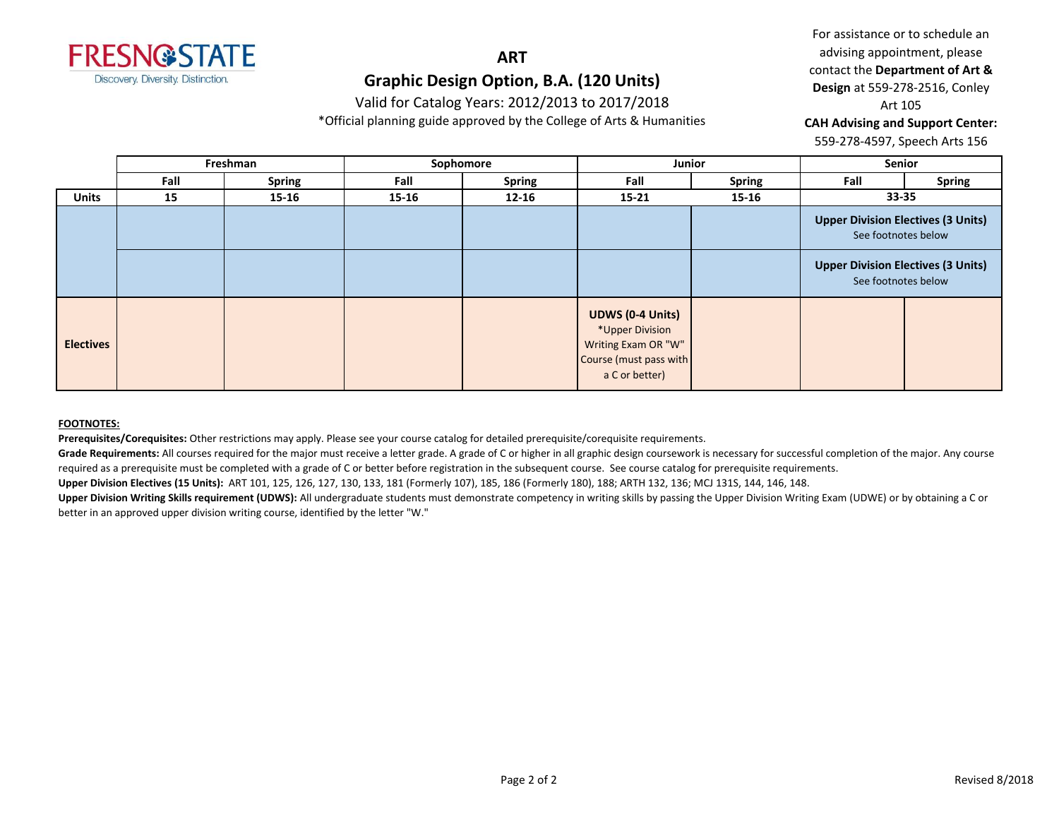**ART**

## Graphic Design Option, B.A. (120 Units)

Valid for Catalog Years: 2012/2013 to 2017/2018

*Official planning guide approved by the College of Arts & Humanities

For assistance or to schedule an advising appointment, please contact the **Department of Art & Design** at 559-278-2516, Conley Art 105

**CAH Advising and Support Center:** 559-278-4597, Speech Arts 156

| | Freshman | | Sophomore | | Junior | | Senior | |
|---|---|---|---|---|---|---|---|---|
| | Fall | Spring | Fall | Spring | Fall | Spring | Fall | Spring |
| **Units** | 15 | 15-16 | 15-16 | 12-16 | 15-21 | 15-16 | 33-35 | |
| | | | | | | | **Upper Division Electives (3 Units)** See footnotes below | |
| | | | | | | | **Upper Division Electives (3 Units)** See footnotes below | |
| **Electives** | | | | | **UDWS (0-4 Units)** *Upper Division Writing Exam OR "W" Course (must pass with a C or better) | | | |

**FOOTNOTES:**

**Prerequisites/Corequisites:** Other restrictions may apply. Please see your course catalog for detailed prerequisite/corequisite requirements.

**Grade Requirements:** All courses required for the major must receive a letter grade. A grade of C or higher in all graphic design coursework is necessary for successful completion of the major. Any course required as a prerequisite must be completed with a grade of C or better before registration in the subsequent course. See course catalog for prerequisite requirements.

**Upper Division Electives (15 Units):** ART 101, 125, 126, 127, 130, 133, 181 (Formerly 107), 185, 186 (Formerly 180), 188; ARTH 132, 136; MCJ 131S, 144, 146, 148.

**Upper Division Writing Skills requirement (UDWS):** All undergraduate students must demonstrate competency in writing skills by passing the Upper Division Writing Exam (UDWE) or by obtaining a C or better in an approved upper division writing course, identified by the letter "W."

Revised 8/2018